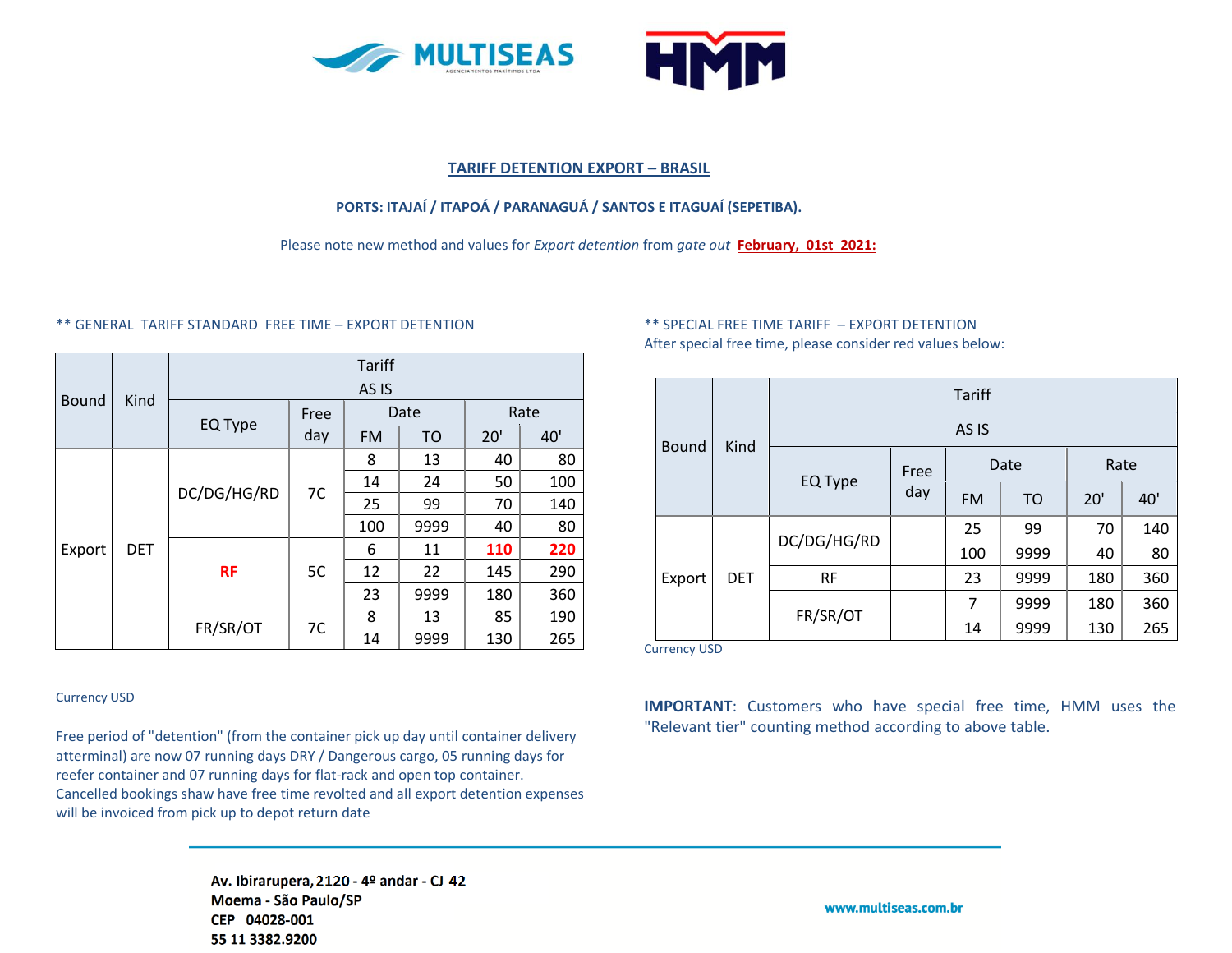## TARIFF DETENTION EXPORT – BRASIL

**PORTS: ITAJAÍ / ITAPOÁ / PARANAGUÁ / SANTOS E ITAGUAÍ (SEPETIBA).**

Please note new method and values for *Export detention* from *gate out* **February, 01st 2021:**

** GENERAL TARIFF STANDARD FREE TIME – EXPORT DETENTION

| Bound | Kind | Tariff AS IS | | | | | |
|---|---|---|---|---|---|---|---|
| | | EQ Type | Free day | Date | | Rate | |
| | | | | FM | TO | 20' | 40' |
| Export | DET | DC/DG/HG/RD | 7C | 8 | 13 | 40 | 80 |
| | | | | 14 | 24 | 50 | 100 |
| | | | | 25 | 99 | 70 | 140 |
| | | | | 100 | 9999 | 40 | 80 |
| | | **RF** | 5C | 6 | 11 | **110** | **220** |
| | | | | 12 | 22 | 145 | 290 |
| | | | | 23 | 9999 | 180 | 360 |
| | | FR/SR/OT | 7C | 8 | 13 | 85 | 190 |
| | | | | 14 | 9999 | 130 | 265 |

Currency USD

Free period of "detention" (from the container pick up day until container delivery atterminal) are now 07 running days DRY / Dangerous cargo, 05 running days for reefer container and 07 running days for flat-rack and open top container. Cancelled bookings shaw have free time revolted and all export detention expenses will be invoiced from pick up to depot return date

** SPECIAL FREE TIME TARIFF – EXPORT DETENTION
After special free time, please consider red values below:

| Bound | Kind | Tariff AS IS | | | | | |
|---|---|---|---|---|---|---|---|
| | | EQ Type | Free day | Date | | Rate | |
| | | | | FM | TO | 20' | 40' |
| Export | DET | DC/DG/HG/RD | | 25 | 99 | 70 | 140 |
| | | | | 100 | 9999 | 40 | 80 |
| | | RF | | 23 | 9999 | 180 | 360 |
| | | FR/SR/OT | | 7 | 9999 | 180 | 360 |
| | | | | 14 | 9999 | 130 | 265 |

Currency USD

**IMPORTANT**: Customers who have special free time, HMM uses the "Relevant tier" counting method according to above table.

**Av. Ibirarupera, 2120 - 4º andar - CJ 42**
**Moema - São Paulo/SP**
**CEP 04028-001**
**55 11 3382.9200**

**www.multiseas.com.br**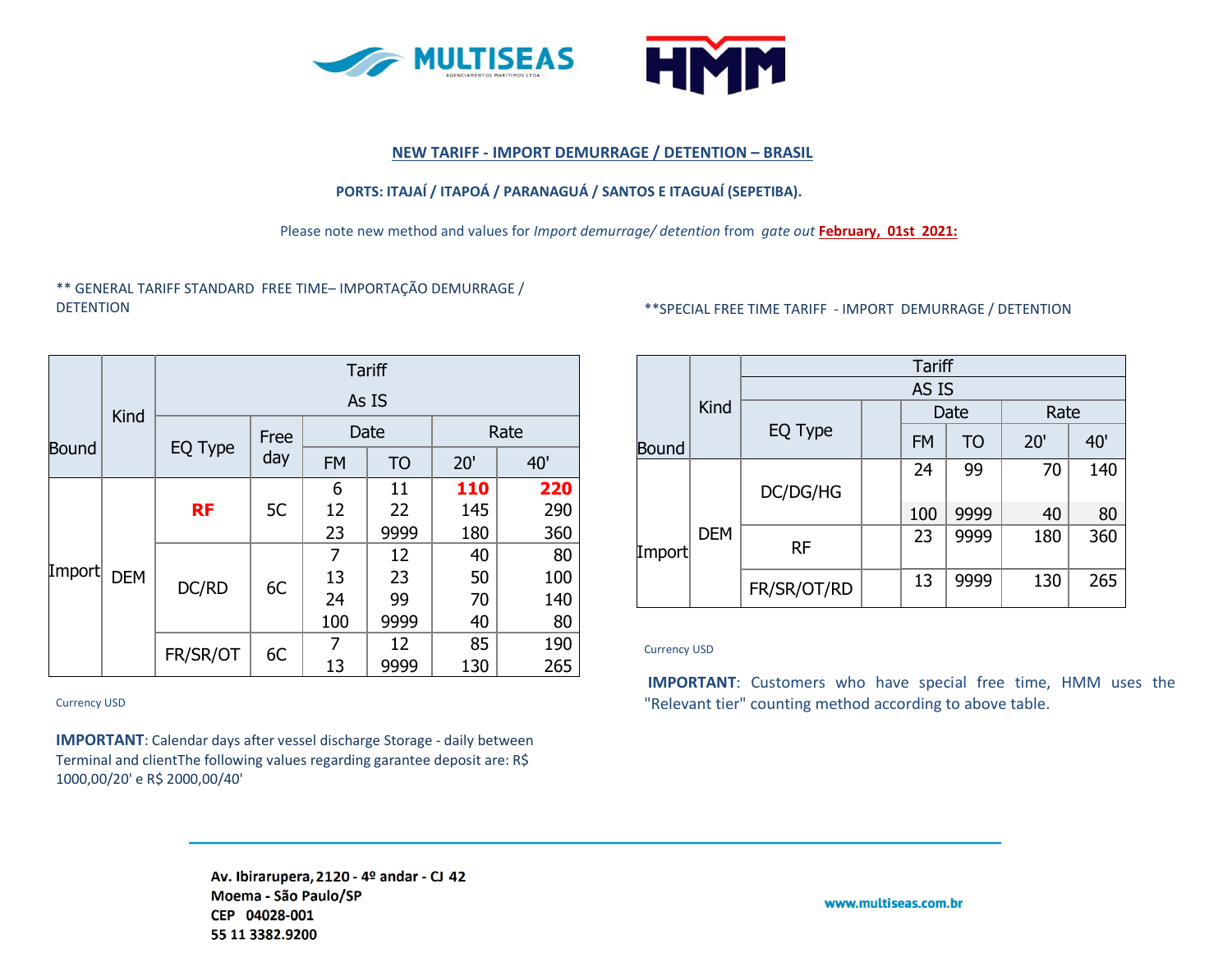MULTISEAS — AGENCIAMENTOS MARÍTIMOS LTDA

HMM

## NEW TARIFF - IMPORT DEMURRAGE / DETENTION – BRASIL

**PORTS: ITAJAÍ / ITAPOÁ / PARANAGUÁ / SANTOS E ITAGUAÍ (SEPETIBA).**

Please note new method and values for *Import demurrage/ detention* from *gate out* **February, 01st 2021:**

** GENERAL TARIFF STANDARD FREE TIME– IMPORTAÇÃO DEMURRAGE / DETENTION

| Bound | Kind | Tariff As IS | | | | | |
|---|---|---|---|---|---|---|---|
| | | EQ Type | Free day | Date | | Rate | |
| | | | | FM | TO | 20' | 40' |
| Import | DEM | **RF** | 5C | 6 | 11 | **110** | **220** |
| | | | | 12 | 22 | 145 | 290 |
| | | | | 23 | 9999 | 180 | 360 |
| | | DC/RD | 6C | 7 | 12 | 40 | 80 |
| | | | | 13 | 23 | 50 | 100 |
| | | | | 24 | 99 | 70 | 140 |
| | | | | 100 | 9999 | 40 | 80 |
| | | FR/SR/OT | 6C | 7 | 12 | 85 | 190 |
| | | | | 13 | 9999 | 130 | 265 |

Currency USD

**IMPORTANT**: Calendar days after vessel discharge Storage - daily between Terminal and clientThe following values regarding garantee deposit are: R$ 1000,00/20' e R$ 2000,00/40'

**SPECIAL FREE TIME TARIFF - IMPORT DEMURRAGE / DETENTION

| Bound | Kind | Tariff AS IS | | | | | |
|---|---|---|---|---|---|---|---|
| | | EQ Type | | Date | | Rate | |
| | | | | FM | TO | 20' | 40' |
| Import | DEM | DC/DG/HG | | 24 | 99 | 70 | 140 |
| | | | | 100 | 9999 | 40 | 80 |
| | | RF | | 23 | 9999 | 180 | 360 |
| | | FR/SR/OT/RD | | 13 | 9999 | 130 | 265 |

Currency USD

**IMPORTANT**: Customers who have special free time, HMM uses the "Relevant tier" counting method according to above table.

Av. Ibirarupera, 2120 - 4º andar - CJ 42
Moema - São Paulo/SP
CEP 04028-001
55 11 3382.9200

www.multiseas.com.br